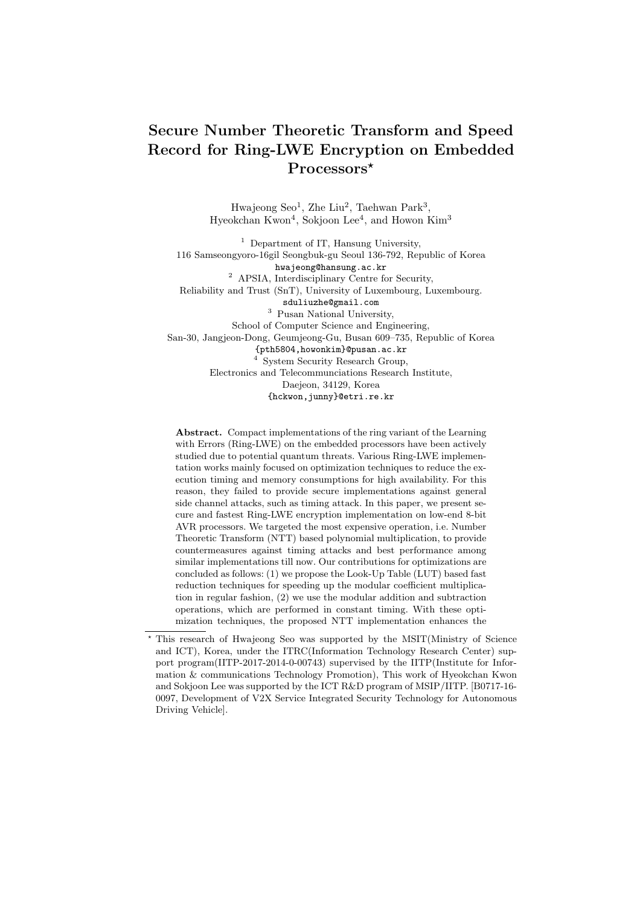# Secure Number Theoretic Transform and Speed Record for Ring-LWE Encryption on Embedded Processors*

Hwajeong Seo[1], Zhe Liu[2], Taehwan Park[3], Hyeokchan Kwon[4], Sokjoon Lee[4], and Howon Kim[3]

[1] Department of IT, Hansung University, 116 Samseongyoro-16gil Seongbuk-gu Seoul 136-792, Republic of Korea
hwajeong@hansung.ac.kr

[2] APSIA, Interdisciplinary Centre for Security, Reliability and Trust (SnT), University of Luxembourg, Luxembourg.
sduliuzhe@gmail.com

[3] Pusan National University, School of Computer Science and Engineering, San-30, Jangjeon-Dong, Geumjeong-Gu, Busan 609–735, Republic of Korea
{pth5804,howonkim}@pusan.ac.kr

[4] System Security Research Group, Electronics and Telecommunciations Research Institute, Daejeon, 34129, Korea
{hckwon,junny}@etri.re.kr

**Abstract.** Compact implementations of the ring variant of the Learning with Errors (Ring-LWE) on the embedded processors have been actively studied due to potential quantum threats. Various Ring-LWE implementation works mainly focused on optimization techniques to reduce the execution timing and memory consumptions for high availability. For this reason, they failed to provide secure implementations against general side channel attacks, such as timing attack. In this paper, we present secure and fastest Ring-LWE encryption implementation on low-end 8-bit AVR processors. We targeted the most expensive operation, i.e. Number Theoretic Transform (NTT) based polynomial multiplication, to provide countermeasures against timing attacks and best performance among similar implementations till now. Our contributions for optimizations are concluded as follows: (1) we propose the Look-Up Table (LUT) based fast reduction techniques for speeding up the modular coefficient multiplication in regular fashion, (2) we use the modular addition and subtraction operations, which are performed in constant timing. With these optimization techniques, the proposed NTT implementation enhances the

---

* This research of Hwajeong Seo was supported by the MSIT(Ministry of Science and ICT), Korea, under the ITRC(Information Technology Research Center) support program(IITP-2017-2014-0-00743) supervised by the IITP(Institute for Information & communications Technology Promotion), This work of Hyeokchan Kwon and Sokjoon Lee was supported by the ICT R&D program of MSIP/IITP. [B0717-16-0097, Development of V2X Service Integrated Security Technology for Autonomous Driving Vehicle].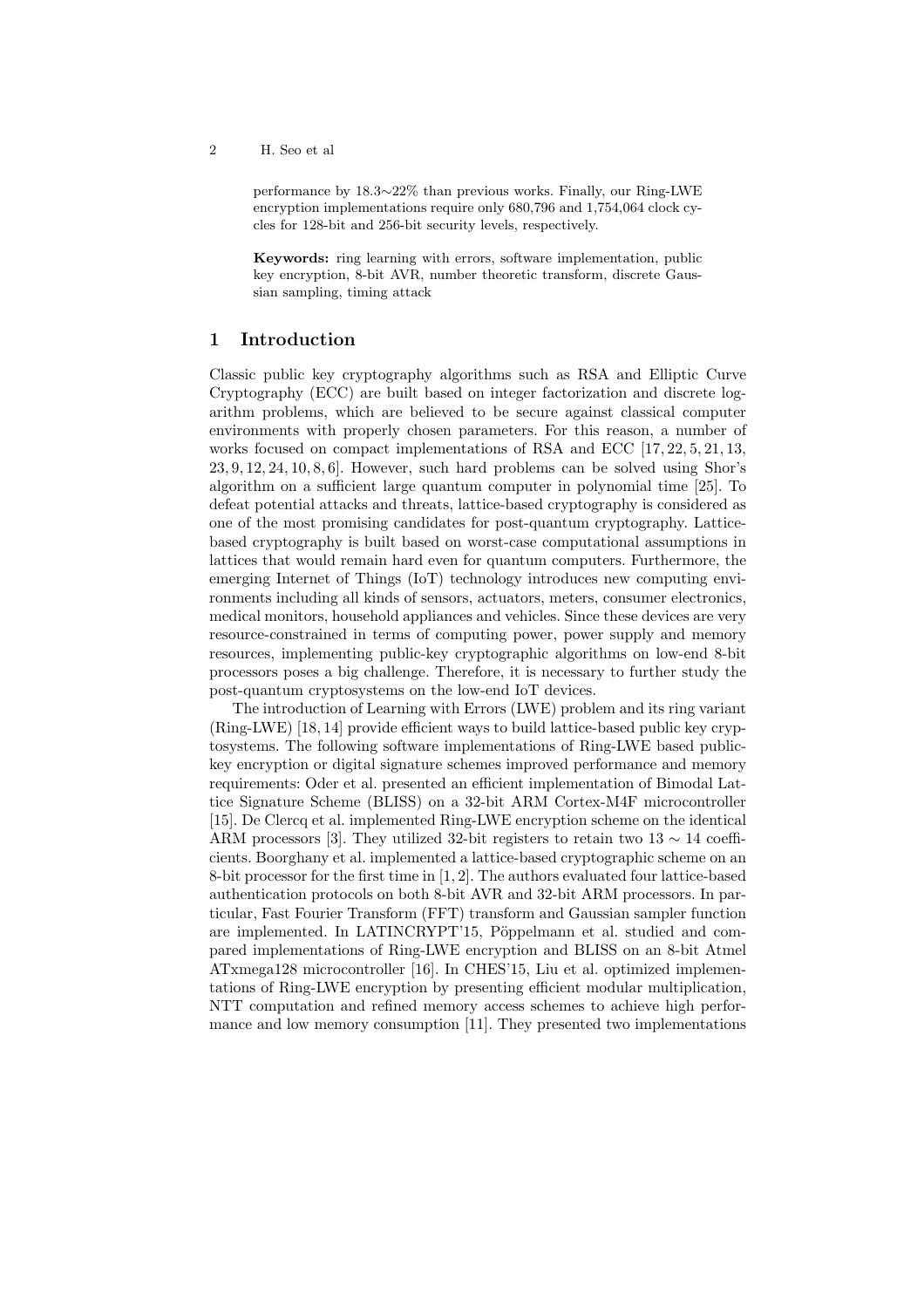performance by 18.3∼22% than previous works. Finally, our Ring-LWE encryption implementations require only 680,796 and 1,754,064 clock cycles for 128-bit and 256-bit security levels, respectively.

**Keywords:** ring learning with errors, software implementation, public key encryption, 8-bit AVR, number theoretic transform, discrete Gaussian sampling, timing attack

## 1 Introduction

Classic public key cryptography algorithms such as RSA and Elliptic Curve Cryptography (ECC) are built based on integer factorization and discrete logarithm problems, which are believed to be secure against classical computer environments with properly chosen parameters. For this reason, a number of works focused on compact implementations of RSA and ECC [17, 22, 5, 21, 13, 23, 9, 12, 24, 10, 8, 6]. However, such hard problems can be solved using Shor's algorithm on a sufficient large quantum computer in polynomial time [25]. To defeat potential attacks and threats, lattice-based cryptography is considered as one of the most promising candidates for post-quantum cryptography. Lattice-based cryptography is built based on worst-case computational assumptions in lattices that would remain hard even for quantum computers. Furthermore, the emerging Internet of Things (IoT) technology introduces new computing environments including all kinds of sensors, actuators, meters, consumer electronics, medical monitors, household appliances and vehicles. Since these devices are very resource-constrained in terms of computing power, power supply and memory resources, implementing public-key cryptographic algorithms on low-end 8-bit processors poses a big challenge. Therefore, it is necessary to further study the post-quantum cryptosystems on the low-end IoT devices.

The introduction of Learning with Errors (LWE) problem and its ring variant (Ring-LWE) [18, 14] provide efficient ways to build lattice-based public key cryptosystems. The following software implementations of Ring-LWE based public-key encryption or digital signature schemes improved performance and memory requirements: Oder et al. presented an efficient implementation of Bimodal Lattice Signature Scheme (BLISS) on a 32-bit ARM Cortex-M4F microcontroller [15]. De Clercq et al. implemented Ring-LWE encryption scheme on the identical ARM processors [3]. They utilized 32-bit registers to retain two $13 \sim 14$ coefficients. Boorghany et al. implemented a lattice-based cryptographic scheme on an 8-bit processor for the first time in [1, 2]. The authors evaluated four lattice-based authentication protocols on both 8-bit AVR and 32-bit ARM processors. In particular, Fast Fourier Transform (FFT) transform and Gaussian sampler function are implemented. In LATINCRYPT'15, Pöppelmann et al. studied and compared implementations of Ring-LWE encryption and BLISS on an 8-bit Atmel ATxmega128 microcontroller [16]. In CHES'15, Liu et al. optimized implementations of Ring-LWE encryption by presenting efficient modular multiplication, NTT computation and refined memory access schemes to achieve high performance and low memory consumption [11]. They presented two implementations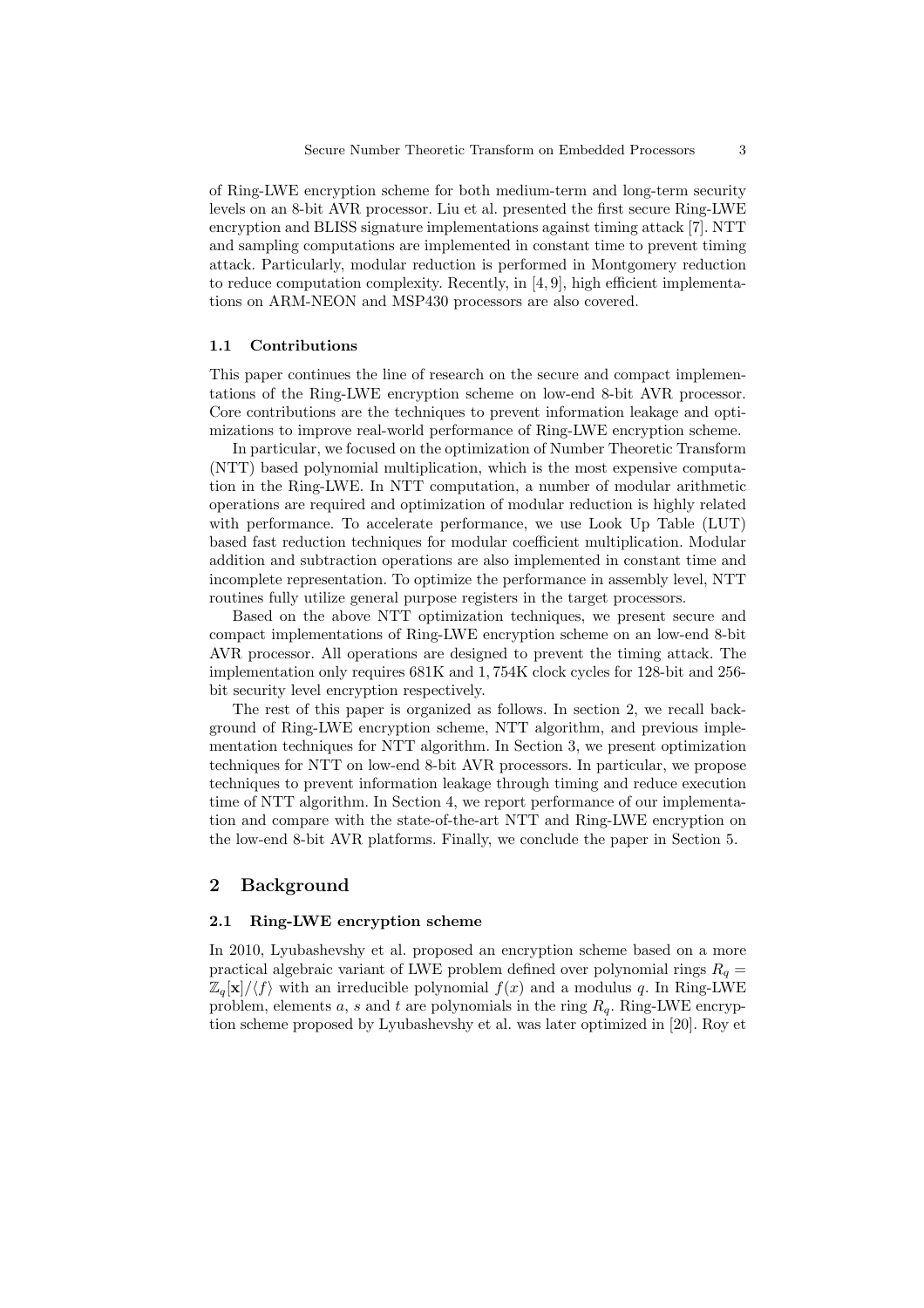of Ring-LWE encryption scheme for both medium-term and long-term security levels on an 8-bit AVR processor. Liu et al. presented the first secure Ring-LWE encryption and BLISS signature implementations against timing attack [7]. NTT and sampling computations are implemented in constant time to prevent timing attack. Particularly, modular reduction is performed in Montgomery reduction to reduce computation complexity. Recently, in [4, 9], high efficient implementations on ARM-NEON and MSP430 processors are also covered.

### 1.1 Contributions

This paper continues the line of research on the secure and compact implementations of the Ring-LWE encryption scheme on low-end 8-bit AVR processor. Core contributions are the techniques to prevent information leakage and optimizations to improve real-world performance of Ring-LWE encryption scheme.

In particular, we focused on the optimization of Number Theoretic Transform (NTT) based polynomial multiplication, which is the most expensive computation in the Ring-LWE. In NTT computation, a number of modular arithmetic operations are required and optimization of modular reduction is highly related with performance. To accelerate performance, we use Look Up Table (LUT) based fast reduction techniques for modular coefficient multiplication. Modular addition and subtraction operations are also implemented in constant time and incomplete representation. To optimize the performance in assembly level, NTT routines fully utilize general purpose registers in the target processors.

Based on the above NTT optimization techniques, we present secure and compact implementations of Ring-LWE encryption scheme on an low-end 8-bit AVR processor. All operations are designed to prevent the timing attack. The implementation only requires 681K and 1,754K clock cycles for 128-bit and 256-bit security level encryption respectively.

The rest of this paper is organized as follows. In section 2, we recall background of Ring-LWE encryption scheme, NTT algorithm, and previous implementation techniques for NTT algorithm. In Section 3, we present optimization techniques for NTT on low-end 8-bit AVR processors. In particular, we propose techniques to prevent information leakage through timing and reduce execution time of NTT algorithm. In Section 4, we report performance of our implementation and compare with the state-of-the-art NTT and Ring-LWE encryption on the low-end 8-bit AVR platforms. Finally, we conclude the paper in Section 5.

## 2 Background

### 2.1 Ring-LWE encryption scheme

In 2010, Lyubashevshy et al. proposed an encryption scheme based on a more practical algebraic variant of LWE problem defined over polynomial rings $R_q = \mathbb{Z}_q[\mathbf{x}]/\langle f \rangle$ with an irreducible polynomial $f(x)$ and a modulus $q$. In Ring-LWE problem, elements $a$, $s$ and $t$ are polynomials in the ring $R_q$. Ring-LWE encryption scheme proposed by Lyubashevshy et al. was later optimized in [20]. Roy et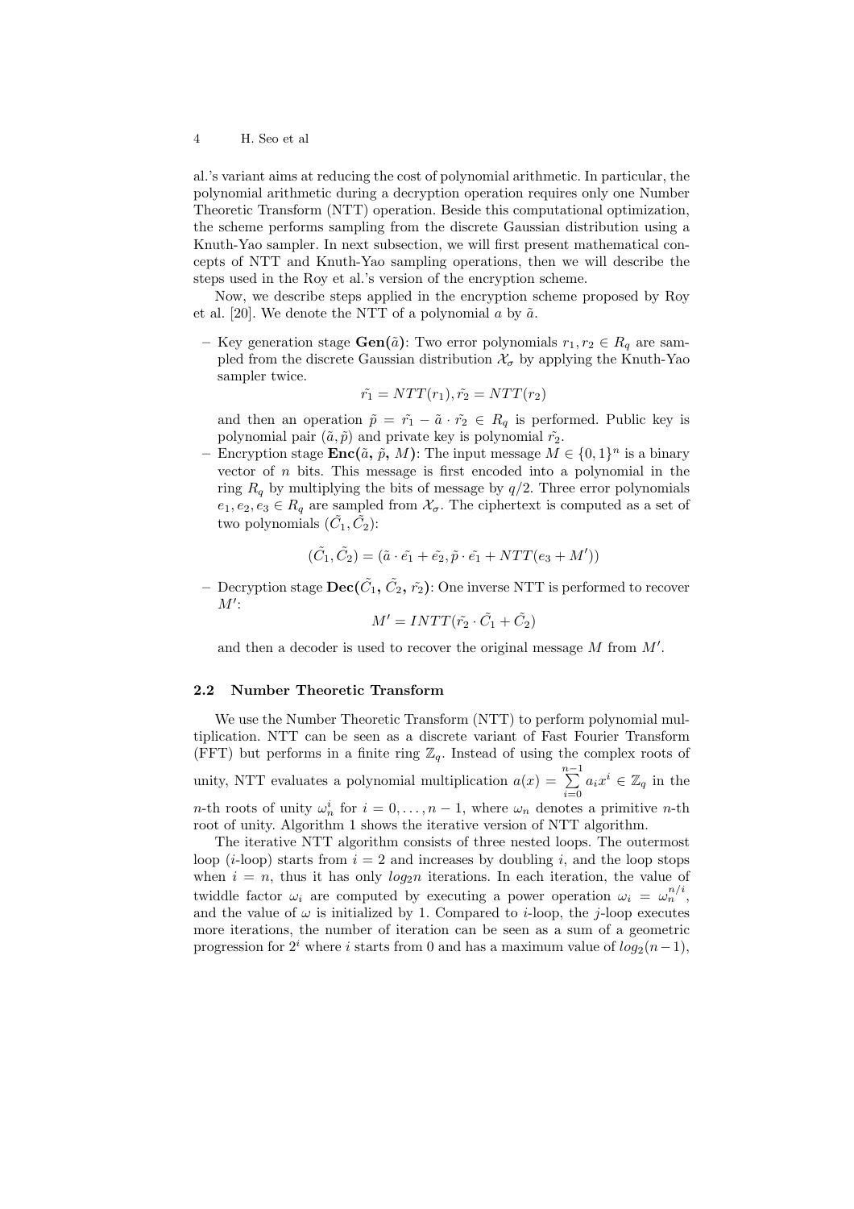al.'s variant aims at reducing the cost of polynomial arithmetic. In particular, the polynomial arithmetic during a decryption operation requires only one Number Theoretic Transform (NTT) operation. Beside this computational optimization, the scheme performs sampling from the discrete Gaussian distribution using a Knuth-Yao sampler. In next subsection, we will first present mathematical concepts of NTT and Knuth-Yao sampling operations, then we will describe the steps used in the Roy et al.'s version of the encryption scheme.

Now, we describe steps applied in the encryption scheme proposed by Roy et al. [20]. We denote the NTT of a polynomial $a$ by $\tilde{a}$.

- Key generation stage **Gen(**$\tilde{a}$**)**: Two error polynomials $r_1, r_2 \in R_q$ are sampled from the discrete Gaussian distribution $\mathcal{X}_\sigma$ by applying the Knuth-Yao sampler twice.

$$\tilde{r_1} = NTT(r_1), \tilde{r_2} = NTT(r_2)$$

  and then an operation $\tilde{p} = \tilde{r_1} - \tilde{a} \cdot \tilde{r_2} \in R_q$ is performed. Public key is polynomial pair $(\tilde{a}, \tilde{p})$ and private key is polynomial $\tilde{r_2}$.
- Encryption stage **Enc(**$\tilde{a}$**,** $\tilde{p}$**,** $M$**)**: The input message $M \in \{0,1\}^n$ is a binary vector of $n$ bits. This message is first encoded into a polynomial in the ring $R_q$ by multiplying the bits of message by $q/2$. Three error polynomials $e_1, e_2, e_3 \in R_q$ are sampled from $\mathcal{X}_\sigma$. The ciphertext is computed as a set of two polynomials $(\tilde{C_1}, \tilde{C_2})$:

$$(\tilde{C_1}, \tilde{C_2}) = (\tilde{a} \cdot \tilde{e_1} + \tilde{e_2}, \tilde{p} \cdot \tilde{e_1} + NTT(e_3 + M'))$$

- Decryption stage **Dec(**$\tilde{C_1}$**,** $\tilde{C_2}$**,** $\tilde{r_2}$**)**: One inverse NTT is performed to recover $M'$:

$$M' = INTT(\tilde{r_2} \cdot \tilde{C_1} + \tilde{C_2})$$

  and then a decoder is used to recover the original message $M$ from $M'$.

### 2.2 Number Theoretic Transform

We use the Number Theoretic Transform (NTT) to perform polynomial multiplication. NTT can be seen as a discrete variant of Fast Fourier Transform (FFT) but performs in a finite ring $\mathbb{Z}_q$. Instead of using the complex roots of unity, NTT evaluates a polynomial multiplication $a(x) = \sum_{i=0}^{n-1} a_i x^i \in \mathbb{Z}_q$ in the $n$-th roots of unity $\omega_n^i$ for $i = 0, \ldots, n-1$, where $\omega_n$ denotes a primitive $n$-th root of unity. Algorithm 1 shows the iterative version of NTT algorithm.

The iterative NTT algorithm consists of three nested loops. The outermost loop ($i$-loop) starts from $i = 2$ and increases by doubling $i$, and the loop stops when $i = n$, thus it has only $log_2 n$ iterations. In each iteration, the value of twiddle factor $\omega_i$ are computed by executing a power operation $\omega_i = \omega_n^{n/i}$, and the value of $\omega$ is initialized by 1. Compared to $i$-loop, the $j$-loop executes more iterations, the number of iteration can be seen as a sum of a geometric progression for $2^i$ where $i$ starts from 0 and has a maximum value of $log_2(n-1)$,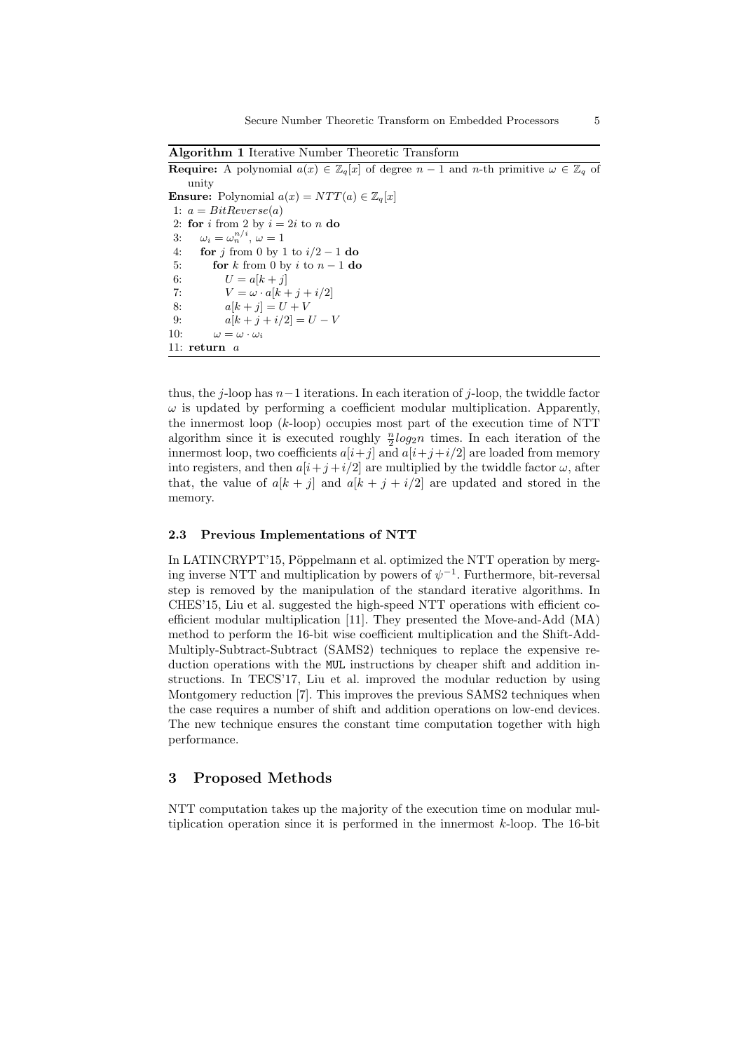**Algorithm 1** Iterative Number Theoretic Transform

**Require:** A polynomial $a(x) \in \mathbb{Z}_q[x]$ of degree $n-1$ and $n$-th primitive $\omega \in \mathbb{Z}_q$ of unity

**Ensure:** Polynomial $a(x) = NTT(a) \in \mathbb{Z}_q[x]$

```
1: a = BitReverse(a)
2: for i from 2 by i = 2i to n do
3:    ω_i = ω_n^{n/i}, ω = 1
4:    for j from 0 by 1 to i/2 − 1 do
5:       for k from 0 by i to n − 1 do
6:          U = a[k + j]
7:          V = ω · a[k + j + i/2]
8:          a[k + j] = U + V
9:          a[k + j + i/2] = U − V
10:      ω = ω · ω_i
11: return a
```

thus, the $j$-loop has $n-1$ iterations. In each iteration of $j$-loop, the twiddle factor $\omega$ is updated by performing a coefficient modular multiplication. Apparently, the innermost loop ($k$-loop) occupies most part of the execution time of NTT algorithm since it is executed roughly $\frac{n}{2}log_2 n$ times. In each iteration of the innermost loop, two coefficients $a[i+j]$ and $a[i+j+i/2]$ are loaded from memory into registers, and then $a[i+j+i/2]$ are multiplied by the twiddle factor $\omega$, after that, the value of $a[k+j]$ and $a[k+j+i/2]$ are updated and stored in the memory.

### 2.3 Previous Implementations of NTT

In LATINCRYPT'15, Pöppelmann et al. optimized the NTT operation by merging inverse NTT and multiplication by powers of $\psi^{-1}$. Furthermore, bit-reversal step is removed by the manipulation of the standard iterative algorithms. In CHES'15, Liu et al. suggested the high-speed NTT operations with efficient coefficient modular multiplication [11]. They presented the Move-and-Add (MA) method to perform the 16-bit wise coefficient multiplication and the Shift-Add-Multiply-Subtract-Subtract (SAMS2) techniques to replace the expensive reduction operations with the `MUL` instructions by cheaper shift and addition instructions. In TECS'17, Liu et al. improved the modular reduction by using Montgomery reduction [7]. This improves the previous SAMS2 techniques when the case requires a number of shift and addition operations on low-end devices. The new technique ensures the constant time computation together with high performance.

## 3 Proposed Methods

NTT computation takes up the majority of the execution time on modular multiplication operation since it is performed in the innermost $k$-loop. The 16-bit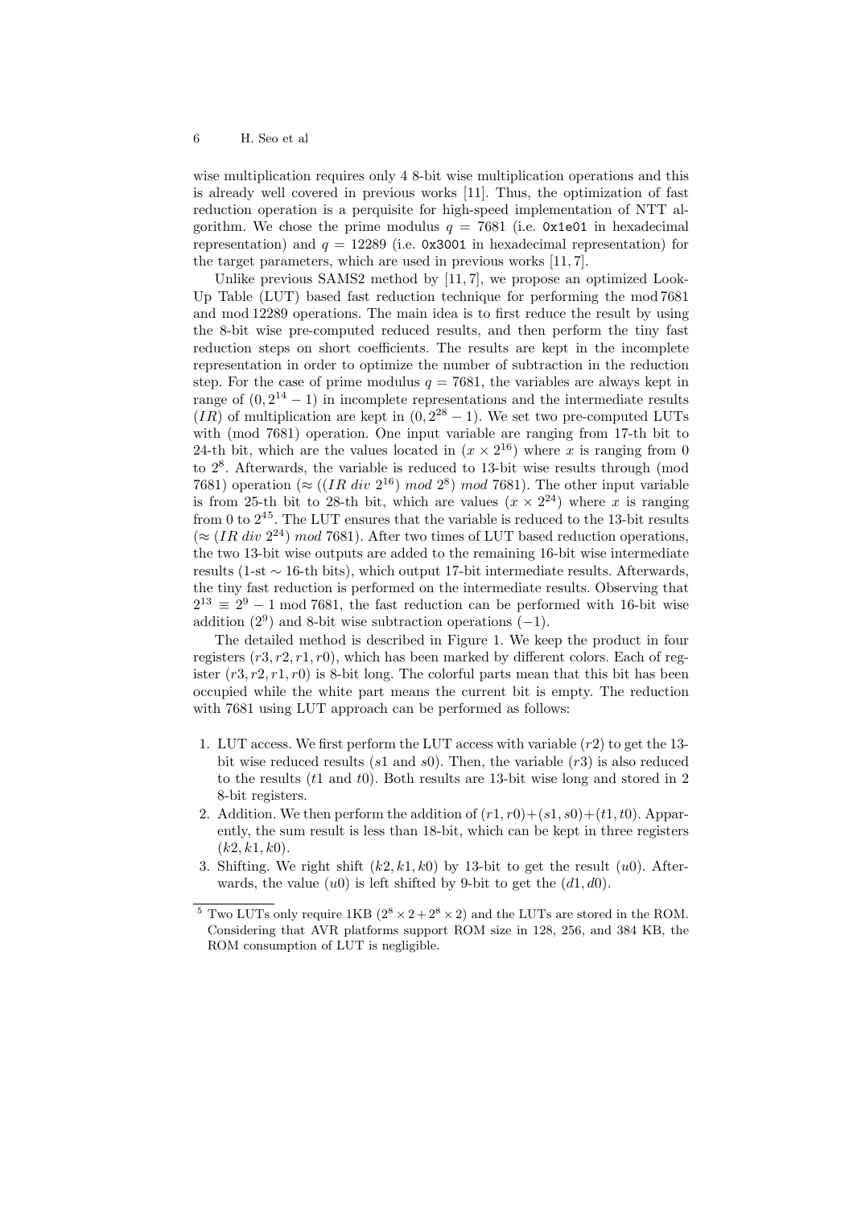wise multiplication requires only 4 8-bit wise multiplication operations and this is already well covered in previous works [11]. Thus, the optimization of fast reduction operation is a perquisite for high-speed implementation of NTT algorithm. We chose the prime modulus $q = 7681$ (i.e. `0x1e01` in hexadecimal representation) and $q = 12289$ (i.e. `0x3001` in hexadecimal representation) for the target parameters, which are used in previous works [11, 7].

Unlike previous SAMS2 method by [11, 7], we propose an optimized Look-Up Table (LUT) based fast reduction technique for performing the $\bmod 7681$ and $\bmod 12289$ operations. The main idea is to first reduce the result by using the 8-bit wise pre-computed reduced results, and then perform the tiny fast reduction steps on short coefficients. The results are kept in the incomplete representation in order to optimize the number of subtraction in the reduction step. For the case of prime modulus $q = 7681$, the variables are always kept in range of $(0, 2^{14} - 1)$ in incomplete representations and the intermediate results ($IR$) of multiplication are kept in $(0, 2^{28} - 1)$. We set two pre-computed LUTs with (mod 7681) operation. One input variable are ranging from 17-th bit to 24-th bit, which are the values located in $(x \times 2^{16})$ where $x$ is ranging from 0 to $2^8$. Afterwards, the variable is reduced to 13-bit wise results through (mod 7681) operation ($\approx ((IR\ div\ 2^{16})\ mod\ 2^8)\ mod$ 7681). The other input variable is from 25-th bit to 28-th bit, which are values $(x \times 2^{24})$ where $x$ is ranging from 0 to $2^{45}$. The LUT ensures that the variable is reduced to the 13-bit results ($\approx (IR\ div\ 2^{24})\ mod$ 7681). After two times of LUT based reduction operations, the two 13-bit wise outputs are added to the remaining 16-bit wise intermediate results (1-st $\sim$ 16-th bits), which output 17-bit intermediate results. Afterwards, the tiny fast reduction is performed on the intermediate results. Observing that $2^{13} \equiv 2^9 - 1 \bmod 7681$, the fast reduction can be performed with 16-bit wise addition ($2^9$) and 8-bit wise subtraction operations ($-1$).

The detailed method is described in Figure 1. We keep the product in four registers $(r3, r2, r1, r0)$, which has been marked by different colors. Each of register $(r3, r2, r1, r0)$ is 8-bit long. The colorful parts mean that this bit has been occupied while the white part means the current bit is empty. The reduction with 7681 using LUT approach can be performed as follows:

1. LUT access. We first perform the LUT access with variable $(r2)$ to get the 13-bit wise reduced results ($s1$ and $s0$). Then, the variable $(r3)$ is also reduced to the results ($t1$ and $t0$). Both results are 13-bit wise long and stored in 2 8-bit registers.
2. Addition. We then perform the addition of $(r1, r0) + (s1, s0) + (t1, t0)$. Apparently, the sum result is less than 18-bit, which can be kept in three registers $(k2, k1, k0)$.
3. Shifting. We right shift $(k2, k1, k0)$ by 13-bit to get the result $(u0)$. Afterwards, the value $(u0)$ is left shifted by 9-bit to get the $(d1, d0)$.

[5] Two LUTs only require 1KB ($2^8 \times 2 + 2^8 \times 2$) and the LUTs are stored in the ROM. Considering that AVR platforms support ROM size in 128, 256, and 384 KB, the ROM consumption of LUT is negligible.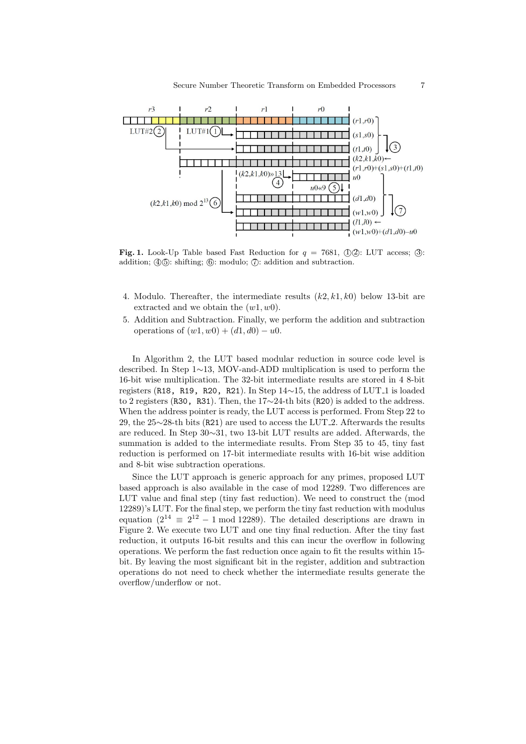**Fig. 1.** Look-Up Table based Fast Reduction for $q = 7681$, ①②: LUT access; ③: addition; ④⑤: shifting; ⑥: modulo; ⑦: addition and subtraction.

4. Modulo. Thereafter, the intermediate results $(k2, k1, k0)$ below 13-bit are extracted and we obtain the $(w1, w0)$.
5. Addition and Subtraction. Finally, we perform the addition and subtraction operations of $(w1, w0) + (d1, d0) - u0$.

In Algorithm 2, the LUT based modular reduction in source code level is described. In Step 1∼13, MOV-and-ADD multiplication is used to perform the 16-bit wise multiplication. The 32-bit intermediate results are stored in 4 8-bit registers (`R18, R19, R20, R21`). In Step 14∼15, the address of LUT_1 is loaded to 2 registers (`R30, R31`). Then, the 17∼24-th bits (`R20`) is added to the address. When the address pointer is ready, the LUT access is performed. From Step 22 to 29, the 25∼28-th bits (`R21`) are used to access the LUT_2. Afterwards the results are reduced. In Step 30∼31, two 13-bit LUT results are added. Afterwards, the summation is added to the intermediate results. From Step 35 to 45, tiny fast reduction is performed on 17-bit intermediate results with 16-bit wise addition and 8-bit wise subtraction operations.

Since the LUT approach is generic approach for any primes, proposed LUT based approach is also available in the case of mod 12289. Two differences are LUT value and final step (tiny fast reduction). We need to construct the (mod 12289)'s LUT. For the final step, we perform the tiny fast reduction with modulus equation ($2^{14} \equiv 2^{12} - 1 \bmod 12289$). The detailed descriptions are drawn in Figure 2. We execute two LUT and one tiny final reduction. After the tiny fast reduction, it outputs 16-bit results and this can incur the overflow in following operations. We perform the fast reduction once again to fit the results within 15-bit. By leaving the most significant bit in the register, addition and subtraction operations do not need to check whether the intermediate results generate the overflow/underflow or not.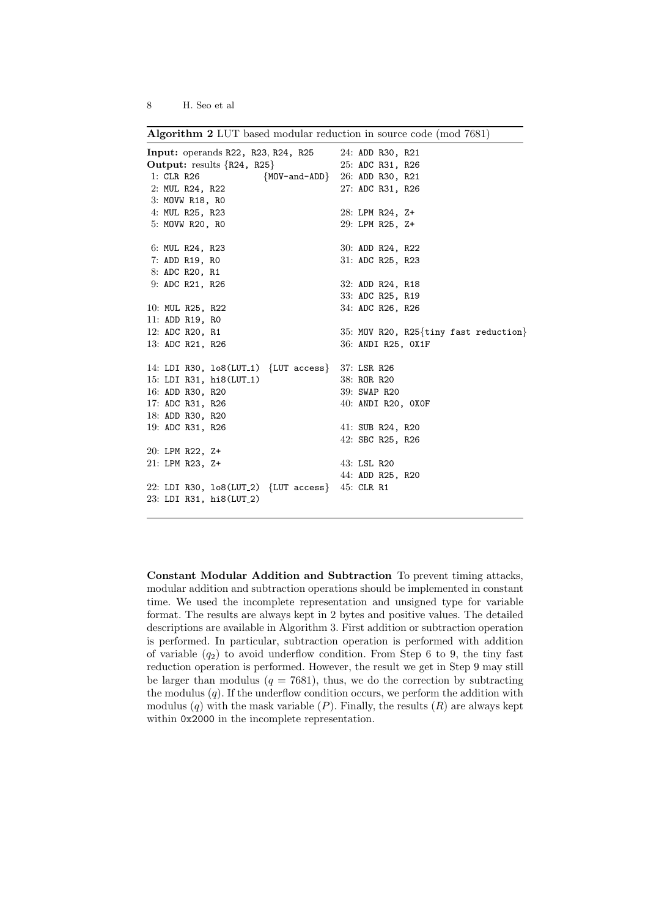**Algorithm 2** LUT based modular reduction in source code (mod 7681)

```
Input: operands R22, R23, R24, R25
Output: results {R24, R25}
 1: CLR R26              {MOV-and-ADD}
 2: MUL R24, R22
 3: MOVW R18, R0
 4: MUL R25, R23
 5: MOVW R20, R0

 6: MUL R24, R23
 7: ADD R19, R0
 8: ADC R20, R1
 9: ADC R21, R26

10: MUL R25, R22
11: ADD R19, R0
12: ADC R20, R1
13: ADC R21, R26

14: LDI R30, lo8(LUT_1)  {LUT access}
15: LDI R31, hi8(LUT_1)
16: ADD R30, R20
17: ADC R31, R26
18: ADD R30, R20
19: ADC R31, R26

20: LPM R22, Z+
21: LPM R23, Z+

22: LDI R30, lo8(LUT_2)  {LUT access}
23: LDI R31, hi8(LUT_2)
24: ADD R30, R21
25: ADC R31, R26
26: ADD R30, R21
27: ADC R31, R26

28: LPM R24, Z+
29: LPM R25, Z+

30: ADD R24, R22
31: ADC R25, R23

32: ADD R24, R18
33: ADC R25, R19
34: ADC R26, R26

35: MOV R20, R25{tiny fast reduction}
36: ANDI R25, 0X1F
37: LSR R26
38: ROR R20
39: SWAP R20
40: ANDI R20, 0X0F

41: SUB R24, R20
42: SBC R25, R26

43: LSL R20
44: ADD R25, R20
45: CLR R1
```

**Constant Modular Addition and Subtraction** To prevent timing attacks, modular addition and subtraction operations should be implemented in constant time. We used the incomplete representation and unsigned type for variable format. The results are always kept in 2 bytes and positive values. The detailed descriptions are available in Algorithm 3. First addition or subtraction operation is performed. In particular, subtraction operation is performed with addition of variable ($q_2$) to avoid underflow condition. From Step 6 to 9, the tiny fast reduction operation is performed. However, the result we get in Step 9 may still be larger than modulus ($q = 7681$), thus, we do the correction by subtracting the modulus ($q$). If the underflow condition occurs, we perform the addition with modulus ($q$) with the mask variable ($P$). Finally, the results ($R$) are always kept within 0x2000 in the incomplete representation.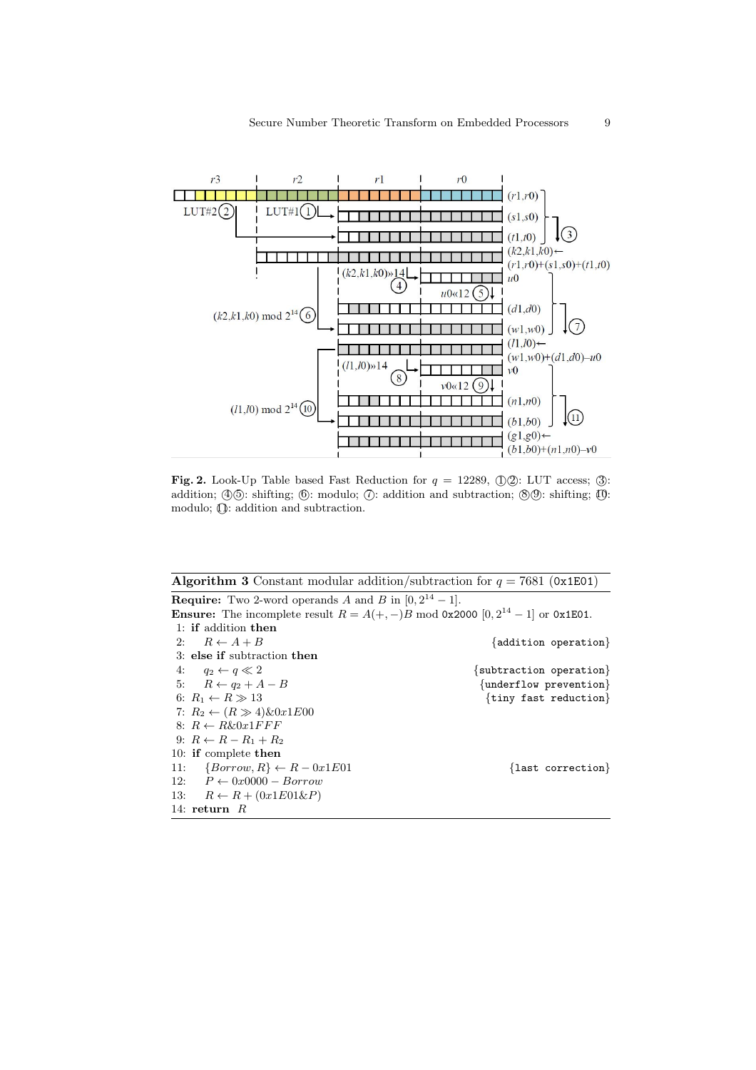**Fig. 2.** Look-Up Table based Fast Reduction for $q$ = 12289, ①②: LUT access; ③: addition; ④⑤: shifting; ⑥: modulo; ⑦: addition and subtraction; ⑧⑨: shifting; ⑩: modulo; ⑪: addition and subtraction.

---

**Algorithm 3** Constant modular addition/subtraction for $q = 7681$ (`0x1E01`)

**Require:** Two 2-word operands $A$ and $B$ in $[0, 2^{14} - 1]$.

**Ensure:** The incomplete result $R = A(+,-)B$ mod `0x2000` $[0, 2^{14} - 1]$ or `0x1E01`.

```
 1: if addition then
 2:     R ← A + B                                  {addition operation}
 3: else if subtraction then
 4:     q2 ← q ≪ 2                                 {subtraction operation}
 5:     R ← q2 + A − B                             {underflow prevention}
 6: R1 ← R ≫ 13                                    {tiny fast reduction}
 7: R2 ← (R ≫ 4)&0x1E00
 8: R ← R&0x1FFF
 9: R ← R − R1 + R2
10: if complete then
11:     {Borrow, R} ← R − 0x1E01                   {last correction}
12:     P ← 0x0000 − Borrow
13:     R ← R + (0x1E01&P)
14: return R
```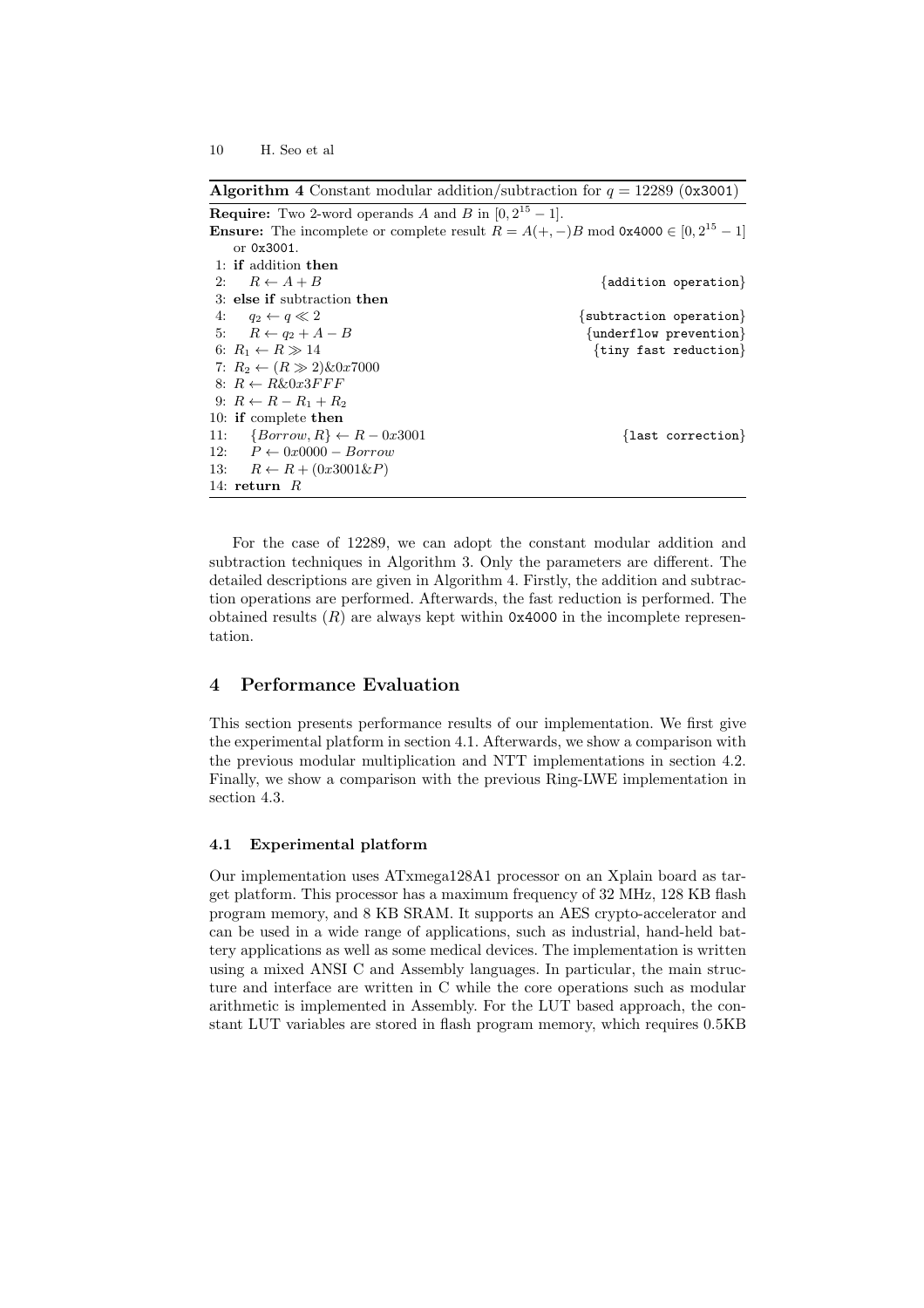**Algorithm 4** Constant modular addition/subtraction for $q = 12289$ (0x3001)

**Require:** Two 2-word operands $A$ and $B$ in $[0, 2^{15} - 1]$.
**Ensure:** The incomplete or complete result $R = A(+,-)B \bmod$ 0x4000 $\in [0, 2^{15} - 1]$ or 0x3001.

```
 1: if addition then
 2:     R ← A + B                          {addition operation}
 3: else if subtraction then
 4:     q2 ← q ≪ 2                         {subtraction operation}
 5:     R ← q2 + A − B                     {underflow prevention}
 6: R1 ← R ≫ 14                            {tiny fast reduction}
 7: R2 ← (R ≫ 2)&0x7000
 8: R ← R&0x3FFF
 9: R ← R − R1 + R2
10: if complete then
11:     {Borrow, R} ← R − 0x3001           {last correction}
12:     P ← 0x0000 − Borrow
13:     R ← R + (0x3001&P)
14: return R
```

For the case of 12289, we can adopt the constant modular addition and subtraction techniques in Algorithm 3. Only the parameters are different. The detailed descriptions are given in Algorithm 4. Firstly, the addition and subtraction operations are performed. Afterwards, the fast reduction is performed. The obtained results ($R$) are always kept within 0x4000 in the incomplete representation.

## 4 Performance Evaluation

This section presents performance results of our implementation. We first give the experimental platform in section 4.1. Afterwards, we show a comparison with the previous modular multiplication and NTT implementations in section 4.2. Finally, we show a comparison with the previous Ring-LWE implementation in section 4.3.

### 4.1 Experimental platform

Our implementation uses ATxmega128A1 processor on an Xplain board as target platform. This processor has a maximum frequency of 32 MHz, 128 KB flash program memory, and 8 KB SRAM. It supports an AES crypto-accelerator and can be used in a wide range of applications, such as industrial, hand-held battery applications as well as some medical devices. The implementation is written using a mixed ANSI C and Assembly languages. In particular, the main structure and interface are written in C while the core operations such as modular arithmetic is implemented in Assembly. For the LUT based approach, the constant LUT variables are stored in flash program memory, which requires 0.5KB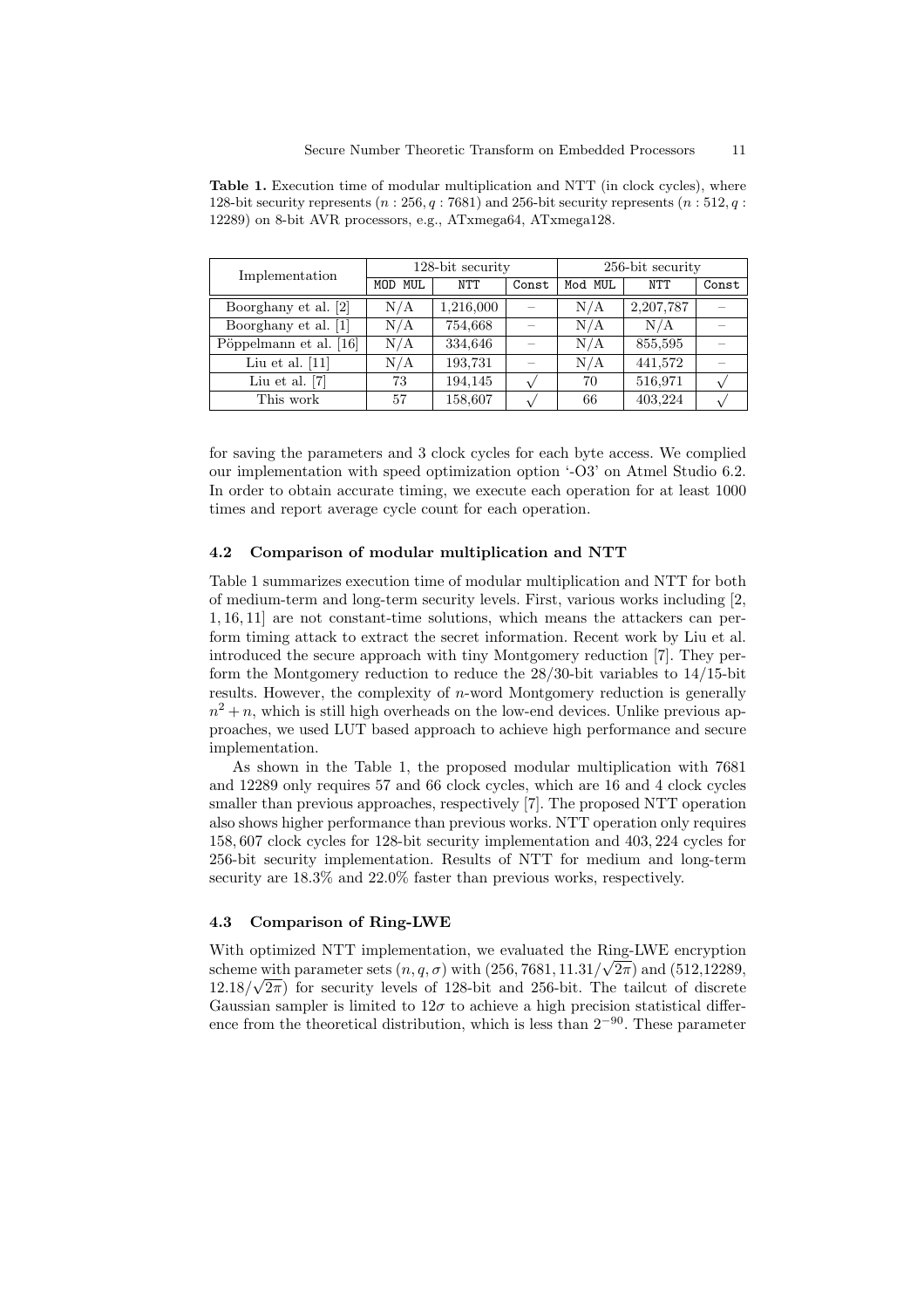**Table 1.** Execution time of modular multiplication and NTT (in clock cycles), where 128-bit security represents ($n : 256, q : 7681$) and 256-bit security represents ($n : 512, q : 12289$) on 8-bit AVR processors, e.g., ATxmega64, ATxmega128.

| Implementation | 128-bit security | | | 256-bit security | | |
|---|---|---|---|---|---|---|
| | MOD MUL | NTT | Const | Mod MUL | NTT | Const |
| Boorghany et al. [2] | N/A | 1,216,000 | – | N/A | 2,207,787 | – |
| Boorghany et al. [1] | N/A | 754,668 | – | N/A | N/A | – |
| Pöppelmann et al. [16] | N/A | 334,646 | – | N/A | 855,595 | – |
| Liu et al. [11] | N/A | 193,731 | – | N/A | 441,572 | – |
| Liu et al. [7] | 73 | 194,145 | √ | 70 | 516,971 | √ |
| This work | 57 | 158,607 | √ | 66 | 403,224 | √ |

for saving the parameters and 3 clock cycles for each byte access. We complied our implementation with speed optimization option '-O3' on Atmel Studio 6.2. In order to obtain accurate timing, we execute each operation for at least 1000 times and report average cycle count for each operation.

### 4.2 Comparison of modular multiplication and NTT

Table 1 summarizes execution time of modular multiplication and NTT for both of medium-term and long-term security levels. First, various works including [2, 1, 16, 11] are not constant-time solutions, which means the attackers can perform timing attack to extract the secret information. Recent work by Liu et al. introduced the secure approach with tiny Montgomery reduction [7]. They perform the Montgomery reduction to reduce the 28/30-bit variables to 14/15-bit results. However, the complexity of $n$-word Montgomery reduction is generally $n^2 + n$, which is still high overheads on the low-end devices. Unlike previous approaches, we used LUT based approach to achieve high performance and secure implementation.

As shown in the Table 1, the proposed modular multiplication with 7681 and 12289 only requires 57 and 66 clock cycles, which are 16 and 4 clock cycles smaller than previous approaches, respectively [7]. The proposed NTT operation also shows higher performance than previous works. NTT operation only requires 158,607 clock cycles for 128-bit security implementation and 403,224 cycles for 256-bit security implementation. Results of NTT for medium and long-term security are 18.3% and 22.0% faster than previous works, respectively.

### 4.3 Comparison of Ring-LWE

With optimized NTT implementation, we evaluated the Ring-LWE encryption scheme with parameter sets $(n, q, \sigma)$ with $(256, 7681, 11.31/\sqrt{2\pi})$ and $(512, 12289, 12.18/\sqrt{2\pi})$ for security levels of 128-bit and 256-bit. The tailcut of discrete Gaussian sampler is limited to $12\sigma$ to achieve a high precision statistical difference from the theoretical distribution, which is less than $2^{-90}$. These parameter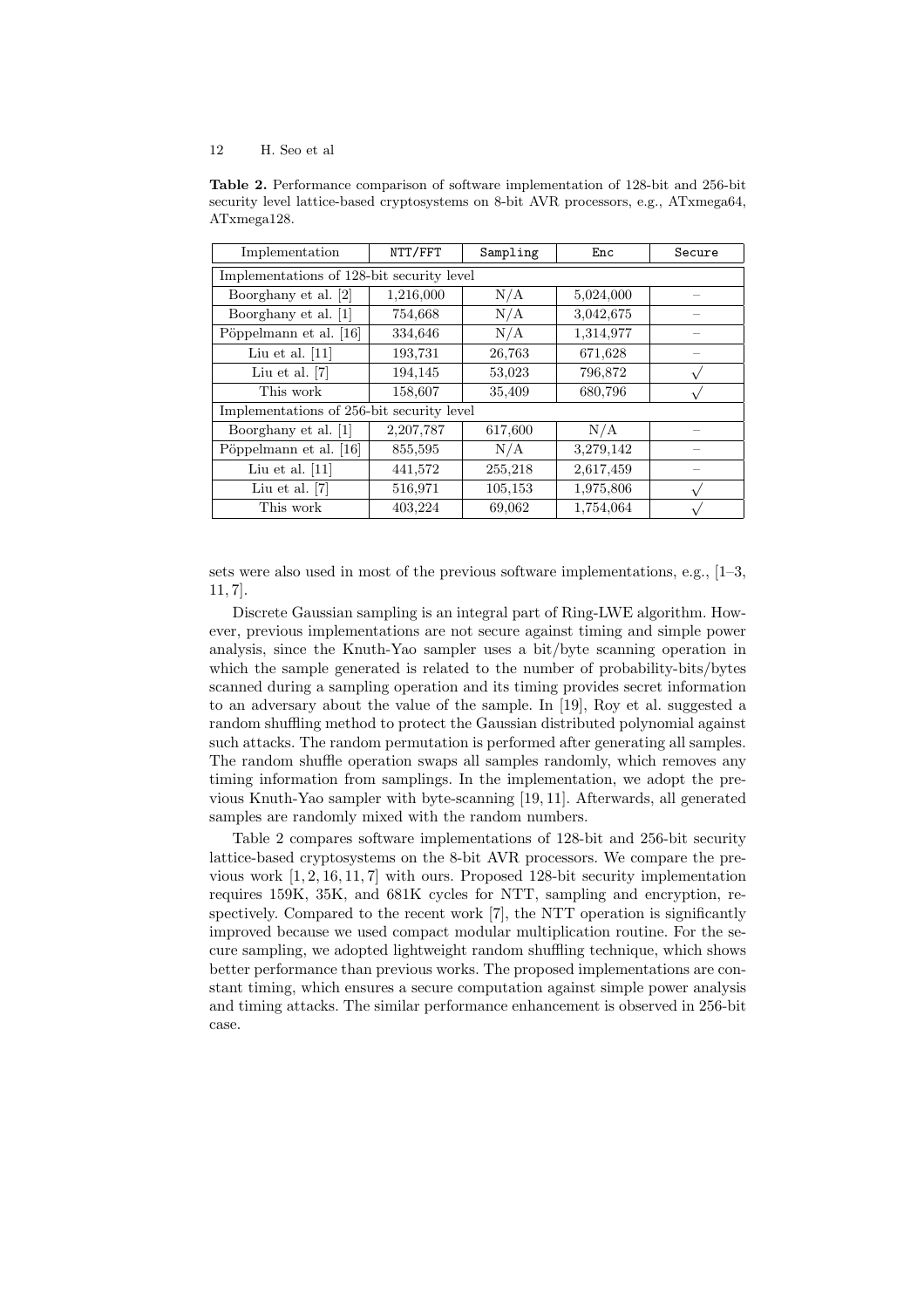**Table 2.** Performance comparison of software implementation of 128-bit and 256-bit security level lattice-based cryptosystems on 8-bit AVR processors, e.g., ATxmega64, ATxmega128.

| Implementation | NTT/FFT | Sampling | Enc | Secure |
|---|---|---|---|---|
| Implementations of 128-bit security level | | | | |
| Boorghany et al. [2] | 1,216,000 | N/A | 5,024,000 | – |
| Boorghany et al. [1] | 754,668 | N/A | 3,042,675 | – |
| Pöppelmann et al. [16] | 334,646 | N/A | 1,314,977 | – |
| Liu et al. [11] | 193,731 | 26,763 | 671,628 | – |
| Liu et al. [7] | 194,145 | 53,023 | 796,872 | √ |
| This work | 158,607 | 35,409 | 680,796 | √ |
| Implementations of 256-bit security level | | | | |
| Boorghany et al. [1] | 2,207,787 | 617,600 | N/A | – |
| Pöppelmann et al. [16] | 855,595 | N/A | 3,279,142 | – |
| Liu et al. [11] | 441,572 | 255,218 | 2,617,459 | – |
| Liu et al. [7] | 516,971 | 105,153 | 1,975,806 | √ |
| This work | 403,224 | 69,062 | 1,754,064 | √ |

sets were also used in most of the previous software implementations, e.g., [1–3, 11, 7].

Discrete Gaussian sampling is an integral part of Ring-LWE algorithm. However, previous implementations are not secure against timing and simple power analysis, since the Knuth-Yao sampler uses a bit/byte scanning operation in which the sample generated is related to the number of probability-bits/bytes scanned during a sampling operation and its timing provides secret information to an adversary about the value of the sample. In [19], Roy et al. suggested a random shuffling method to protect the Gaussian distributed polynomial against such attacks. The random permutation is performed after generating all samples. The random shuffle operation swaps all samples randomly, which removes any timing information from samplings. In the implementation, we adopt the previous Knuth-Yao sampler with byte-scanning [19, 11]. Afterwards, all generated samples are randomly mixed with the random numbers.

Table 2 compares software implementations of 128-bit and 256-bit security lattice-based cryptosystems on the 8-bit AVR processors. We compare the previous work [1, 2, 16, 11, 7] with ours. Proposed 128-bit security implementation requires 159K, 35K, and 681K cycles for NTT, sampling and encryption, respectively. Compared to the recent work [7], the NTT operation is significantly improved because we used compact modular multiplication routine. For the secure sampling, we adopted lightweight random shuffling technique, which shows better performance than previous works. The proposed implementations are constant timing, which ensures a secure computation against simple power analysis and timing attacks. The similar performance enhancement is observed in 256-bit case.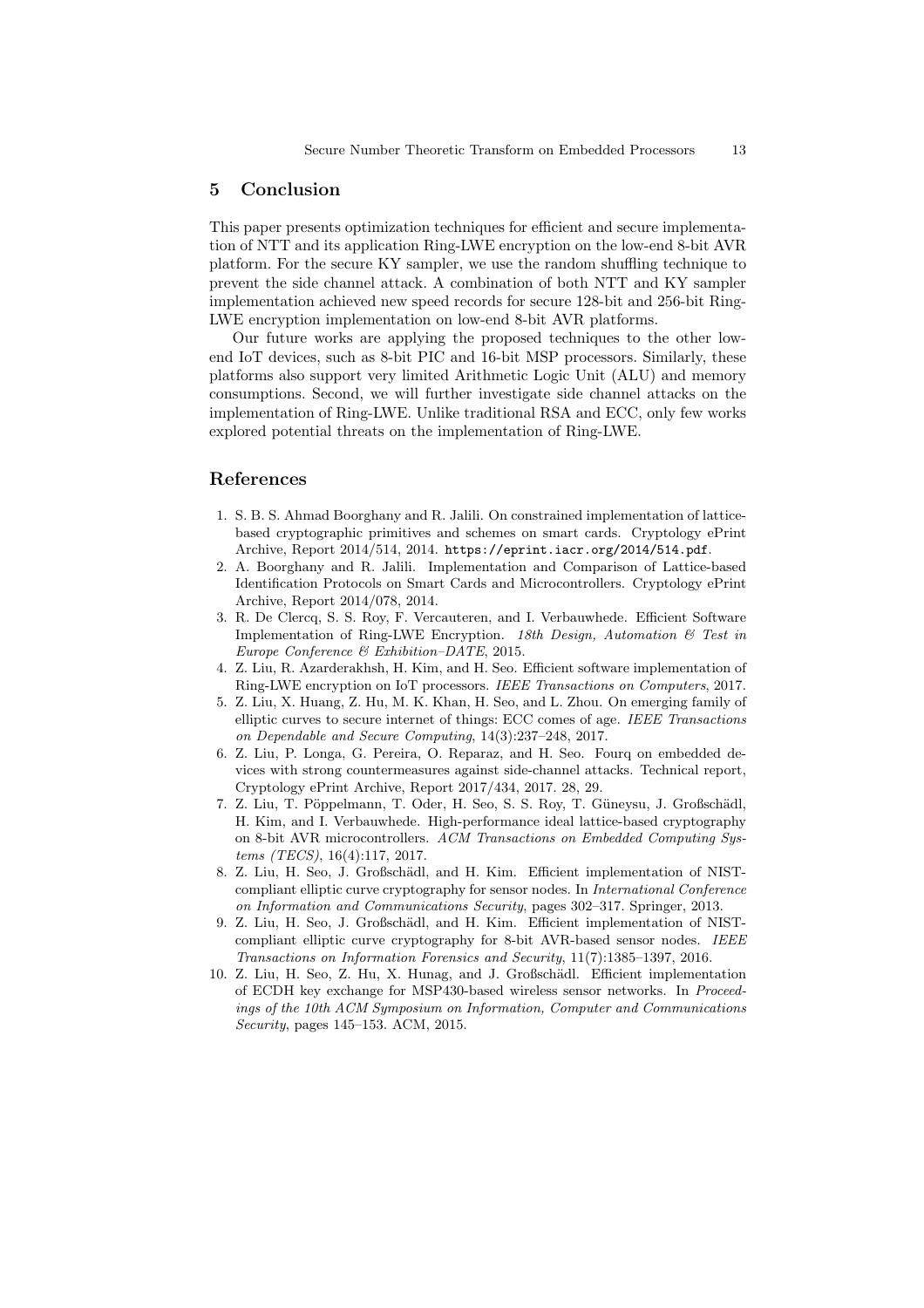## 5 Conclusion

This paper presents optimization techniques for efficient and secure implementation of NTT and its application Ring-LWE encryption on the low-end 8-bit AVR platform. For the secure KY sampler, we use the random shuffling technique to prevent the side channel attack. A combination of both NTT and KY sampler implementation achieved new speed records for secure 128-bit and 256-bit Ring-LWE encryption implementation on low-end 8-bit AVR platforms.

Our future works are applying the proposed techniques to the other low-end IoT devices, such as 8-bit PIC and 16-bit MSP processors. Similarly, these platforms also support very limited Arithmetic Logic Unit (ALU) and memory consumptions. Second, we will further investigate side channel attacks on the implementation of Ring-LWE. Unlike traditional RSA and ECC, only few works explored potential threats on the implementation of Ring-LWE.

## References

1. S. B. S. Ahmad Boorghany and R. Jalili. On constrained implementation of lattice-based cryptographic primitives and schemes on smart cards. Cryptology ePrint Archive, Report 2014/514, 2014. `https://eprint.iacr.org/2014/514.pdf`.
2. A. Boorghany and R. Jalili. Implementation and Comparison of Lattice-based Identification Protocols on Smart Cards and Microcontrollers. Cryptology ePrint Archive, Report 2014/078, 2014.
3. R. De Clercq, S. S. Roy, F. Vercauteren, and I. Verbauwhede. Efficient Software Implementation of Ring-LWE Encryption. *18th Design, Automation & Test in Europe Conference & Exhibition–DATE*, 2015.
4. Z. Liu, R. Azarderakhsh, H. Kim, and H. Seo. Efficient software implementation of Ring-LWE encryption on IoT processors. *IEEE Transactions on Computers*, 2017.
5. Z. Liu, X. Huang, Z. Hu, M. K. Khan, H. Seo, and L. Zhou. On emerging family of elliptic curves to secure internet of things: ECC comes of age. *IEEE Transactions on Dependable and Secure Computing*, 14(3):237–248, 2017.
6. Z. Liu, P. Longa, G. Pereira, O. Reparaz, and H. Seo. Fourq on embedded devices with strong countermeasures against side-channel attacks. Technical report, Cryptology ePrint Archive, Report 2017/434, 2017. 28, 29.
7. Z. Liu, T. Pöppelmann, T. Oder, H. Seo, S. S. Roy, T. Güneysu, J. Großschädl, H. Kim, and I. Verbauwhede. High-performance ideal lattice-based cryptography on 8-bit AVR microcontrollers. *ACM Transactions on Embedded Computing Systems (TECS)*, 16(4):117, 2017.
8. Z. Liu, H. Seo, J. Großschädl, and H. Kim. Efficient implementation of NIST-compliant elliptic curve cryptography for sensor nodes. In *International Conference on Information and Communications Security*, pages 302–317. Springer, 2013.
9. Z. Liu, H. Seo, J. Großschädl, and H. Kim. Efficient implementation of NIST-compliant elliptic curve cryptography for 8-bit AVR-based sensor nodes. *IEEE Transactions on Information Forensics and Security*, 11(7):1385–1397, 2016.
10. Z. Liu, H. Seo, Z. Hu, X. Hunag, and J. Großschädl. Efficient implementation of ECDH key exchange for MSP430-based wireless sensor networks. In *Proceedings of the 10th ACM Symposium on Information, Computer and Communications Security*, pages 145–153. ACM, 2015.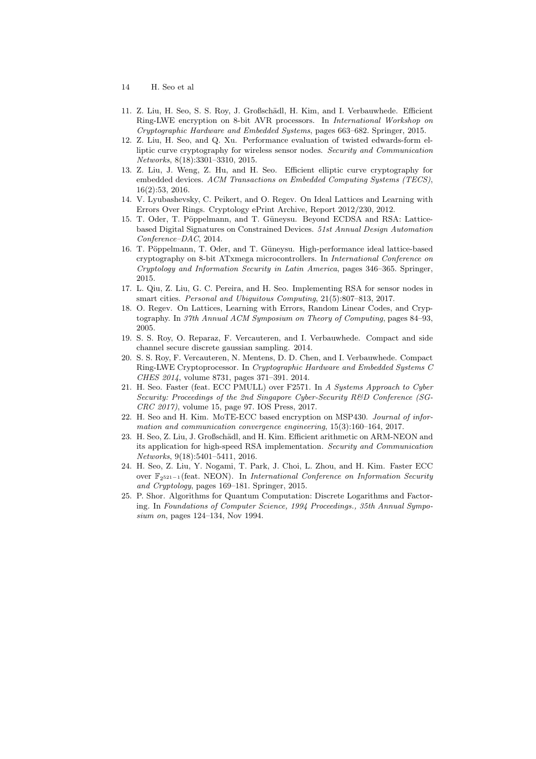11. Z. Liu, H. Seo, S. S. Roy, J. Großschädl, H. Kim, and I. Verbauwhede. Efficient Ring-LWE encryption on 8-bit AVR processors. In *International Workshop on Cryptographic Hardware and Embedded Systems*, pages 663–682. Springer, 2015.
12. Z. Liu, H. Seo, and Q. Xu. Performance evaluation of twisted edwards-form elliptic curve cryptography for wireless sensor nodes. *Security and Communication Networks*, 8(18):3301–3310, 2015.
13. Z. Liu, J. Weng, Z. Hu, and H. Seo. Efficient elliptic curve cryptography for embedded devices. *ACM Transactions on Embedded Computing Systems (TECS)*, 16(2):53, 2016.
14. V. Lyubashevsky, C. Peikert, and O. Regev. On Ideal Lattices and Learning with Errors Over Rings. Cryptology ePrint Archive, Report 2012/230, 2012.
15. T. Oder, T. Pöppelmann, and T. Güneysu. Beyond ECDSA and RSA: Lattice-based Digital Signatures on Constrained Devices. *51st Annual Design Automation Conference–DAC*, 2014.
16. T. Pöppelmann, T. Oder, and T. Güneysu. High-performance ideal lattice-based cryptography on 8-bit ATxmega microcontrollers. In *International Conference on Cryptology and Information Security in Latin America*, pages 346–365. Springer, 2015.
17. L. Qiu, Z. Liu, G. C. Pereira, and H. Seo. Implementing RSA for sensor nodes in smart cities. *Personal and Ubiquitous Computing*, 21(5):807–813, 2017.
18. O. Regev. On Lattices, Learning with Errors, Random Linear Codes, and Cryptography. In *37th Annual ACM Symposium on Theory of Computing*, pages 84–93, 2005.
19. S. S. Roy, O. Reparaz, F. Vercauteren, and I. Verbauwhede. Compact and side channel secure discrete gaussian sampling. 2014.
20. S. S. Roy, F. Vercauteren, N. Mentens, D. D. Chen, and I. Verbauwhede. Compact Ring-LWE Cryptoprocessor. In *Cryptographic Hardware and Embedded Systems C CHES 2014*, volume 8731, pages 371–391. 2014.
21. H. Seo. Faster (feat. ECC PMULL) over F2571. In *A Systems Approach to Cyber Security: Proceedings of the 2nd Singapore Cyber-Security R&D Conference (SG-CRC 2017)*, volume 15, page 97. IOS Press, 2017.
22. H. Seo and H. Kim. MoTE-ECC based encryption on MSP430. *Journal of information and communication convergence engineering*, 15(3):160–164, 2017.
23. H. Seo, Z. Liu, J. Großschädl, and H. Kim. Efficient arithmetic on ARM-NEON and its application for high-speed RSA implementation. *Security and Communication Networks*, 9(18):5401–5411, 2016.
24. H. Seo, Z. Liu, Y. Nogami, T. Park, J. Choi, L. Zhou, and H. Kim. Faster ECC over $\mathbb{F}_{2^{521}-1}$(feat. NEON). In *International Conference on Information Security and Cryptology*, pages 169–181. Springer, 2015.
25. P. Shor. Algorithms for Quantum Computation: Discrete Logarithms and Factoring. In *Foundations of Computer Science, 1994 Proceedings., 35th Annual Symposium on*, pages 124–134, Nov 1994.